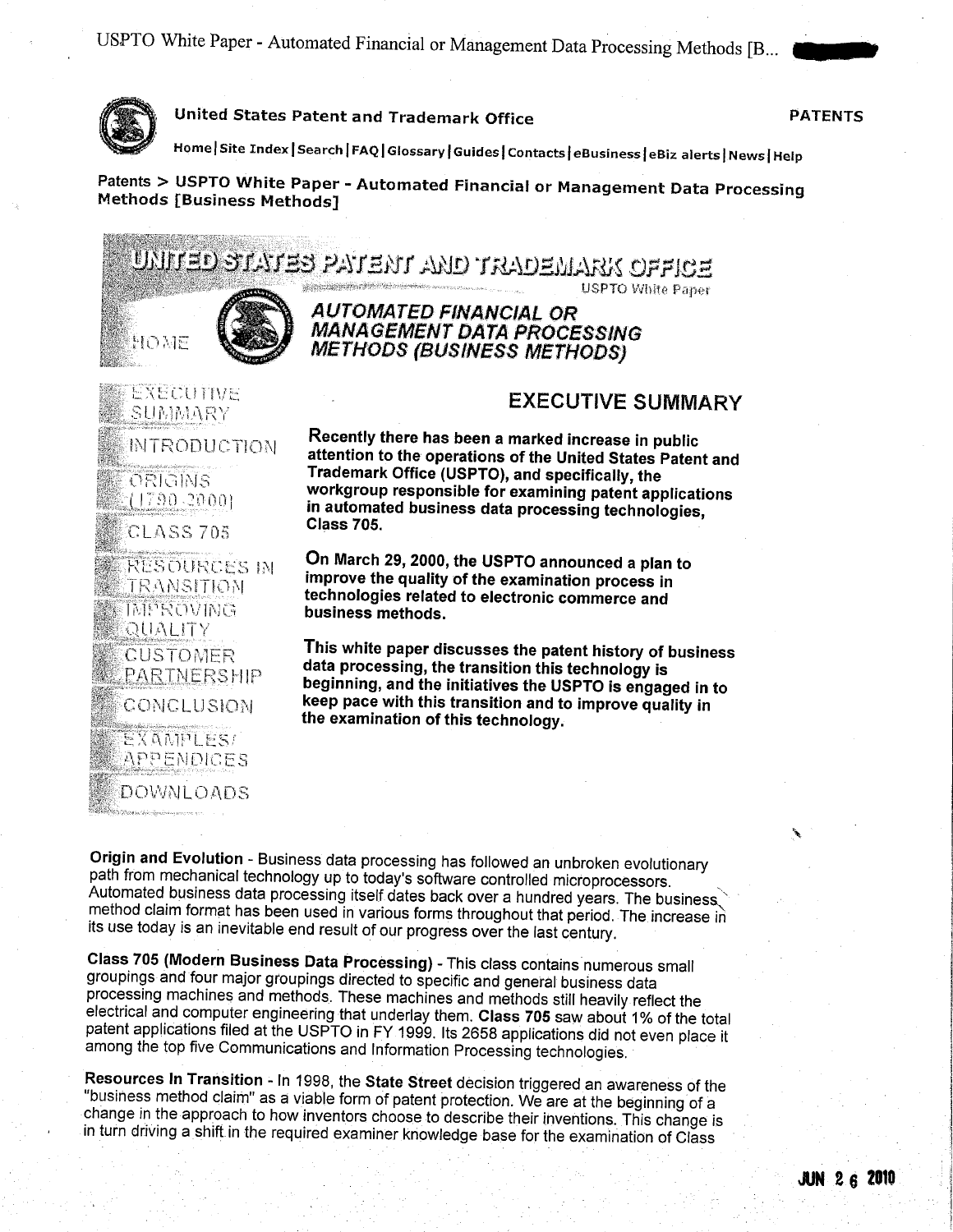United States Patent and Trademark Office

PATENTS

Home | Site Index | Search | FAQ | Glossary | Guides | Contacts | eBusiness | eBiz alerts | News | Help

Patents > USPTO White Paper - Automated Financial or Management Data Processing Methods [Business Methods]

UNITED STATES PATENT AND TRADEMARK OFFICE

USPTO White Paper

# AUTOMATED FINANCIAL OR MANAGEMENT DATA PROCESSING METHODS (BUSINESS METHODS)

- HOME
- EXECUTIVE SUMMARY
- INTRODUCTION
- ORIGINS (1790-2000)
- CLASS 705
- RESOURCES IN TRANSITION
- IMPROVING QUALITY
- CUSTOMER PARTNERSHIP
- CONCLUSION
- EXAMPLES/ APPENDICES
- DOWNLOADS

## EXECUTIVE SUMMARY

**Recently there has been a marked increase in public attention to the operations of the United States Patent and Trademark Office (USPTO), and specifically, the workgroup responsible for examining patent applications in automated business data processing technologies, Class 705.**

**On March 29, 2000, the USPTO announced a plan to improve the quality of the examination process in technologies related to electronic commerce and business methods.**

**This white paper discusses the patent history of business data processing, the transition this technology is beginning, and the initiatives the USPTO is engaged in to keep pace with this transition and to improve quality in the examination of this technology.**

**Origin and Evolution** - Business data processing has followed an unbroken evolutionary path from mechanical technology up to today's software controlled microprocessors. Automated business data processing itself dates back over a hundred years. The business method claim format has been used in various forms throughout that period. The increase in its use today is an inevitable end result of our progress over the last century.

**Class 705 (Modern Business Data Processing)** - This class contains numerous small groupings and four major groupings directed to specific and general business data processing machines and methods. These machines and methods still heavily reflect the electrical and computer engineering that underlay them. **Class 705** saw about 1% of the total patent applications filed at the USPTO in FY 1999. Its 2658 applications did not even place it among the top five Communications and Information Processing technologies.

**Resources In Transition** - In 1998, the **State Street** decision triggered an awareness of the "business method claim" as a viable form of patent protection. We are at the beginning of a change in the approach to how inventors choose to describe their inventions. This change is in turn driving a shift in the required examiner knowledge base for the examination of Class

JUN 26 2010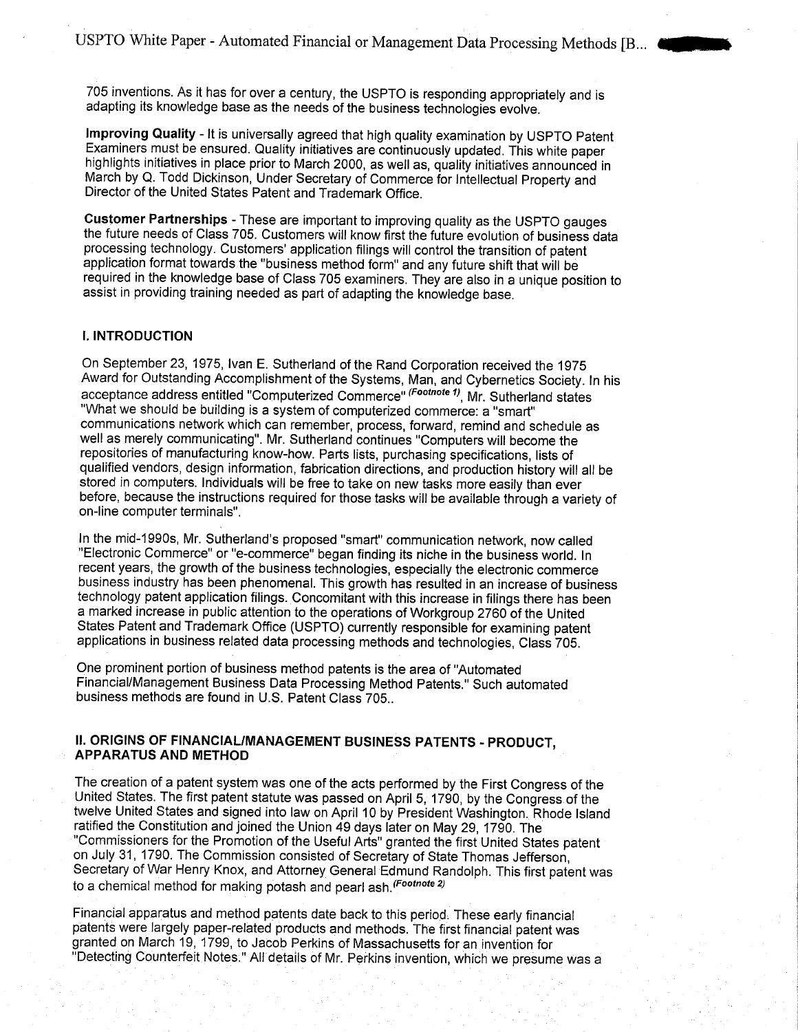705 inventions. As it has for over a century, the USPTO is responding appropriately and is adapting its knowledge base as the needs of the business technologies evolve.

**Improving Quality** - It is universally agreed that high quality examination by USPTO Patent Examiners must be ensured. Quality initiatives are continuously updated. This white paper highlights initiatives in place prior to March 2000, as well as, quality initiatives announced in March by Q. Todd Dickinson, Under Secretary of Commerce for Intellectual Property and Director of the United States Patent and Trademark Office.

**Customer Partnerships** - These are important to improving quality as the USPTO gauges the future needs of Class 705. Customers will know first the future evolution of business data processing technology. Customers' application filings will control the transition of patent application format towards the "business method form" and any future shift that will be required in the knowledge base of Class 705 examiners. They are also in a unique position to assist in providing training needed as part of adapting the knowledge base.

## I. INTRODUCTION

On September 23, 1975, Ivan E. Sutherland of the Rand Corporation received the 1975 Award for Outstanding Accomplishment of the Systems, Man, and Cybernetics Society. In his acceptance address entitled "Computerized Commerce" *(Footnote 1)*, Mr. Sutherland states "What we should be building is a system of computerized commerce: a "smart" communications network which can remember, process, forward, remind and schedule as well as merely communicating". Mr. Sutherland continues "Computers will become the repositories of manufacturing know-how. Parts lists, purchasing specifications, lists of qualified vendors, design information, fabrication directions, and production history will all be stored in computers. Individuals will be free to take on new tasks more easily than ever before, because the instructions required for those tasks will be available through a variety of on-line computer terminals".

In the mid-1990s, Mr. Sutherland's proposed "smart" communication network, now called "Electronic Commerce" or "e-commerce" began finding its niche in the business world. In recent years, the growth of the business technologies, especially the electronic commerce business industry has been phenomenal. This growth has resulted in an increase of business technology patent application filings. Concomitant with this increase in filings there has been a marked increase in public attention to the operations of Workgroup 2760 of the United States Patent and Trademark Office (USPTO) currently responsible for examining patent applications in business related data processing methods and technologies, Class 705.

One prominent portion of business method patents is the area of "Automated Financial/Management Business Data Processing Method Patents." Such automated business methods are found in U.S. Patent Class 705..

## II. ORIGINS OF FINANCIAL/MANAGEMENT BUSINESS PATENTS - PRODUCT, APPARATUS AND METHOD

The creation of a patent system was one of the acts performed by the First Congress of the United States. The first patent statute was passed on April 5, 1790, by the Congress of the twelve United States and signed into law on April 10 by President Washington. Rhode Island ratified the Constitution and joined the Union 49 days later on May 29, 1790. The "Commissioners for the Promotion of the Useful Arts" granted the first United States patent on July 31, 1790. The Commission consisted of Secretary of State Thomas Jefferson, Secretary of War Henry Knox, and Attorney General Edmund Randolph. This first patent was to a chemical method for making potash and pearl ash. *(Footnote 2)*

Financial apparatus and method patents date back to this period. These early financial patents were largely paper-related products and methods. The first financial patent was granted on March 19, 1799, to Jacob Perkins of Massachusetts for an invention for "Detecting Counterfeit Notes." All details of Mr. Perkins invention, which we presume was a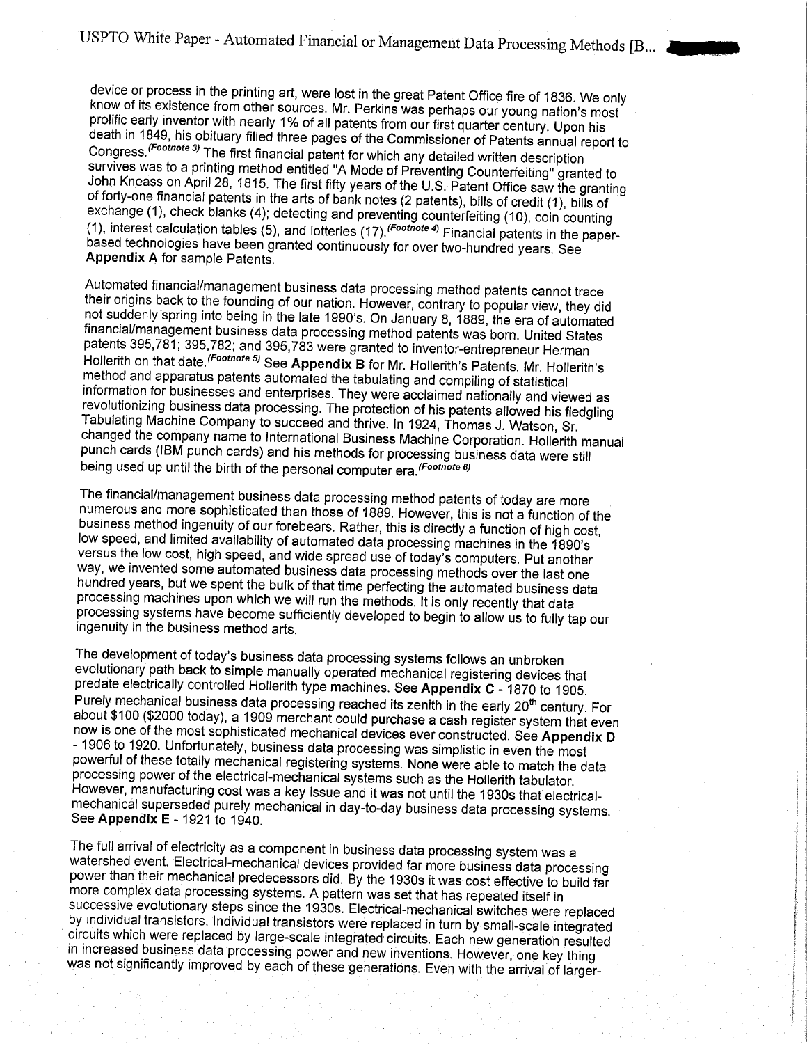device or process in the printing art, were lost in the great Patent Office fire of 1836. We only know of its existence from other sources. Mr. Perkins was perhaps our young nation's most prolific early inventor with nearly 1% of all patents from our first quarter century. Upon his death in 1849, his obituary filled three pages of the Commissioner of Patents annual report to Congress.*(Footnote 3)* The first financial patent for which any detailed written description survives was to a printing method entitled "A Mode of Preventing Counterfeiting" granted to John Kneass on April 28, 1815. The first fifty years of the U.S. Patent Office saw the granting of forty-one financial patents in the arts of bank notes (2 patents), bills of credit (1), bills of exchange (1), check blanks (4); detecting and preventing counterfeiting (10), coin counting (1), interest calculation tables (5), and lotteries (17).*(Footnote 4)* Financial patents in the paper-based technologies have been granted continuously for over two-hundred years. See **Appendix A** for sample Patents.

Automated financial/management business data processing method patents cannot trace their origins back to the founding of our nation. However, contrary to popular view, they did not suddenly spring into being in the late 1990's. On January 8, 1889, the era of automated financial/management business data processing method patents was born. United States patents 395,781; 395,782; and 395,783 were granted to inventor-entrepreneur Herman Hollerith on that date.*(Footnote 5)* See **Appendix B** for Mr. Hollerith's Patents. Mr. Hollerith's method and apparatus patents automated the tabulating and compiling of statistical information for businesses and enterprises. They were acclaimed nationally and viewed as revolutionizing business data processing. The protection of his patents allowed his fledgling Tabulating Machine Company to succeed and thrive. In 1924, Thomas J. Watson, Sr. changed the company name to International Business Machine Corporation. Hollerith manual punch cards (IBM punch cards) and his methods for processing business data were still being used up until the birth of the personal computer era.*(Footnote 6)*

The financial/management business data processing method patents of today are more numerous and more sophisticated than those of 1889. However, this is not a function of the business method ingenuity of our forebears. Rather, this is directly a function of high cost, low speed, and limited availability of automated data processing machines in the 1890's versus the low cost, high speed, and wide spread use of today's computers. Put another way, we invented some automated business data processing methods over the last one hundred years, but we spent the bulk of that time perfecting the automated business data processing machines upon which we will run the methods. It is only recently that data processing systems have become sufficiently developed to begin to allow us to fully tap our ingenuity in the business method arts.

The development of today's business data processing systems follows an unbroken evolutionary path back to simple manually operated mechanical registering devices that predate electrically controlled Hollerith type machines. See **Appendix C** - 1870 to 1905. Purely mechanical business data processing reached its zenith in the early 20th century. For about $100 ($2000 today), a 1909 merchant could purchase a cash register system that even now is one of the most sophisticated mechanical devices ever constructed. See **Appendix D** - 1906 to 1920. Unfortunately, business data processing was simplistic in even the most powerful of these totally mechanical registering systems. None were able to match the data processing power of the electrical-mechanical systems such as the Hollerith tabulator. However, manufacturing cost was a key issue and it was not until the 1930s that electrical-mechanical superseded purely mechanical in day-to-day business data processing systems. See **Appendix E** - 1921 to 1940.

The full arrival of electricity as a component in business data processing system was a watershed event. Electrical-mechanical devices provided far more business data processing power than their mechanical predecessors did. By the 1930s it was cost effective to build far more complex data processing systems. A pattern was set that has repeated itself in successive evolutionary steps since the 1930s. Electrical-mechanical switches were replaced by individual transistors. Individual transistors were replaced in turn by small-scale integrated circuits which were replaced by large-scale integrated circuits. Each new generation resulted in increased business data processing power and new inventions. However, one key thing was not significantly improved by each of these generations. Even with the arrival of larger-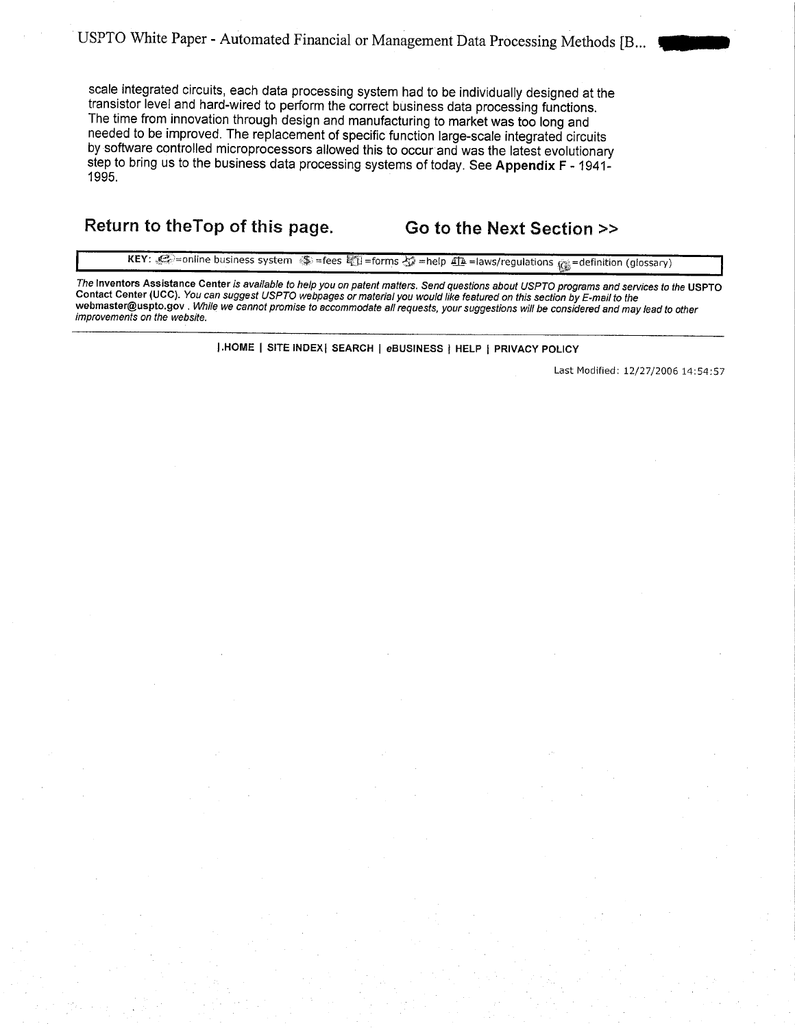scale integrated circuits, each data processing system had to be individually designed at the transistor level and hard-wired to perform the correct business data processing functions. The time from innovation through design and manufacturing to market was too long and needed to be improved. The replacement of specific function large-scale integrated circuits by software controlled microprocessors allowed this to occur and was the latest evolutionary step to bring us to the business data processing systems of today. See **Appendix F** - 1941-1995.

**Return to theTop of this page.** **Go to the Next Section >>**

| KEY: =online business system =fees =forms =help =laws/regulations =definition (glossary) |
|---|

*The* **Inventors Assistance Center** *is available to help you on patent matters. Send questions about USPTO programs and services to the* **USPTO Contact Center (UCC).** *You can suggest USPTO webpages or material you would like featured on this section by E-mail to the* **webmaster@uspto.gov** *. While we cannot promise to accommodate all requests, your suggestions will be considered and may lead to other improvements on the website.*

**|.HOME | SITE INDEX| SEARCH | eBUSINESS | HELP | PRIVACY POLICY**

Last Modified: 12/27/2006 14:54:57